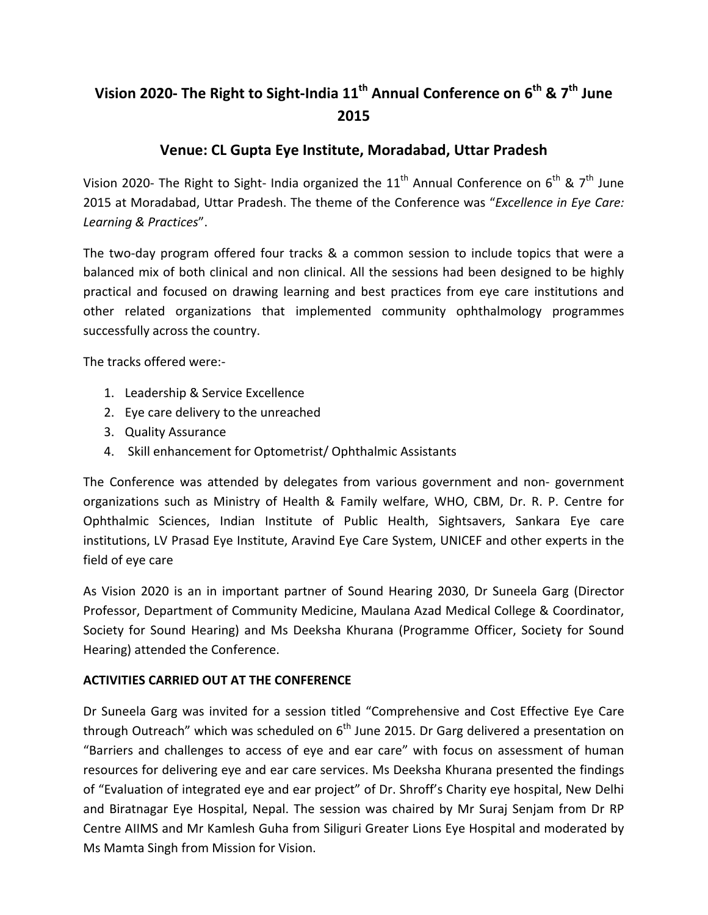# Vision 2020- The Right to Sight-India 11th Annual Conference on 6th & 7th June 2015

## Venue: CL Gupta Eye Institute, Moradabad, Uttar Pradesh

Vision 2020- The Right to Sight- India organized the 11th Annual Conference on 6th & 7th June 2015 at Moradabad, Uttar Pradesh. The theme of the Conference was "*Excellence in Eye Care: Learning & Practices*".

The two-day program offered four tracks & a common session to include topics that were a balanced mix of both clinical and non clinical. All the sessions had been designed to be highly practical and focused on drawing learning and best practices from eye care institutions and other related organizations that implemented community ophthalmology programmes successfully across the country.

The tracks offered were:-

1. Leadership & Service Excellence
2. Eye care delivery to the unreached
3. Quality Assurance
4. Skill enhancement for Optometrist/ Ophthalmic Assistants

The Conference was attended by delegates from various government and non- government organizations such as Ministry of Health & Family welfare, WHO, CBM, Dr. R. P. Centre for Ophthalmic Sciences, Indian Institute of Public Health, Sightsavers, Sankara Eye care institutions, LV Prasad Eye Institute, Aravind Eye Care System, UNICEF and other experts in the field of eye care

As Vision 2020 is an in important partner of Sound Hearing 2030, Dr Suneela Garg (Director Professor, Department of Community Medicine, Maulana Azad Medical College & Coordinator, Society for Sound Hearing) and Ms Deeksha Khurana (Programme Officer, Society for Sound Hearing) attended the Conference.

**ACTIVITIES CARRIED OUT AT THE CONFERENCE**

Dr Suneela Garg was invited for a session titled "Comprehensive and Cost Effective Eye Care through Outreach" which was scheduled on 6th June 2015. Dr Garg delivered a presentation on "Barriers and challenges to access of eye and ear care" with focus on assessment of human resources for delivering eye and ear care services. Ms Deeksha Khurana presented the findings of "Evaluation of integrated eye and ear project" of Dr. Shroff's Charity eye hospital, New Delhi and Biratnagar Eye Hospital, Nepal. The session was chaired by Mr Suraj Senjam from Dr RP Centre AIIMS and Mr Kamlesh Guha from Siliguri Greater Lions Eye Hospital and moderated by Ms Mamta Singh from Mission for Vision.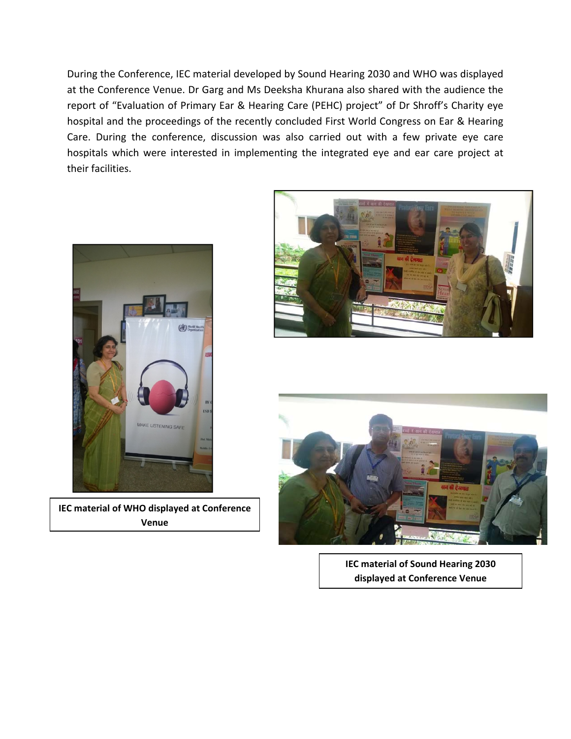During the Conference, IEC material developed by Sound Hearing 2030 and WHO was displayed at the Conference Venue. Dr Garg and Ms Deeksha Khurana also shared with the audience the report of "Evaluation of Primary Ear & Hearing Care (PEHC) project" of Dr Shroff's Charity eye hospital and the proceedings of the recently concluded First World Congress on Ear & Hearing Care. During the conference, discussion was also carried out with a few private eye care hospitals which were interested in implementing the integrated eye and ear care project at their facilities.

**IEC material of WHO displayed at Conference Venue**

**IEC material of Sound Hearing 2030 displayed at Conference Venue**